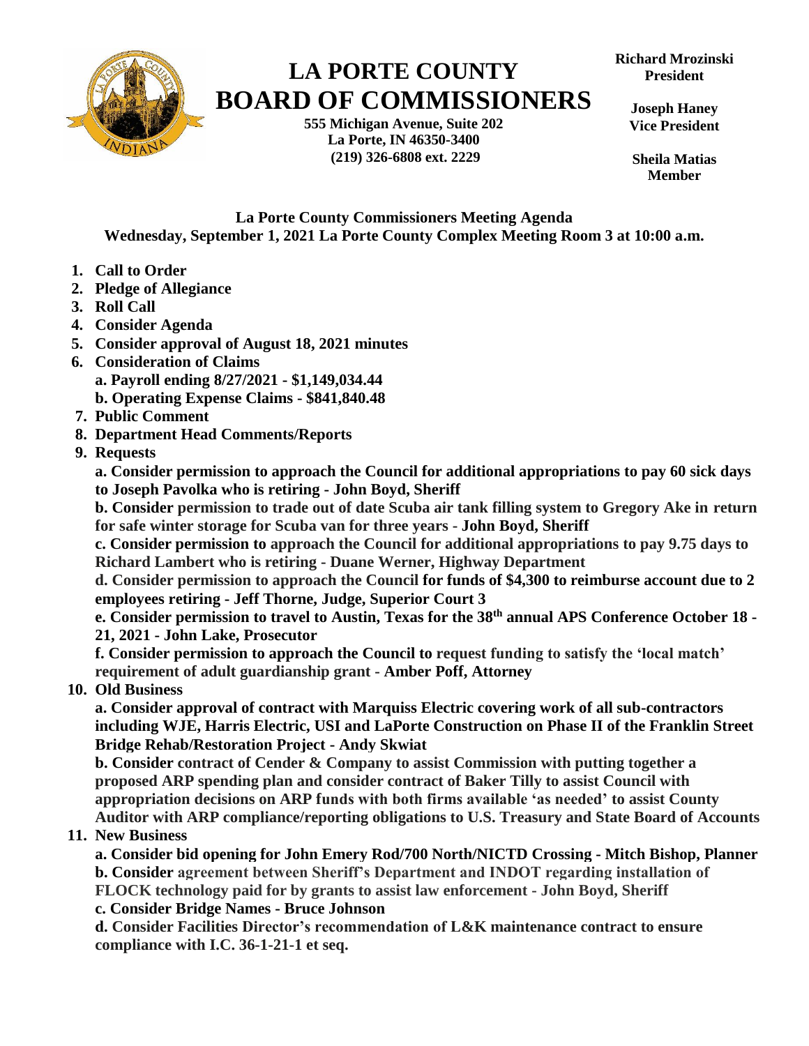# LA PORTE COUNTY BOARD OF COMMISSIONERS

**555 Michigan Avenue, Suite 202**
**La Porte, IN 46350-3400**
**(219) 326-6808 ext. 2229**

**Richard Mrozinski**
**President**

**Joseph Haney**
**Vice President**

**Sheila Matias**
**Member**

## La Porte County Commissioners Meeting Agenda
**Wednesday, September 1, 2021 La Porte County Complex Meeting Room 3 at 10:00 a.m.**

1. **Call to Order**
2. **Pledge of Allegiance**
3. **Roll Call**
4. **Consider Agenda**
5. **Consider approval of August 18, 2021 minutes**
6. **Consideration of Claims**
   - **a. Payroll ending 8/27/2021 - $1,149,034.44**
   - **b. Operating Expense Claims - $841,840.48**
7. **Public Comment**
8. **Department Head Comments/Reports**
9. **Requests**
   - **a. Consider permission to approach the Council for additional appropriations to pay 60 sick days to Joseph Pavolka who is retiring - John Boyd, Sheriff**
   - **b. Consider permission to trade out of date Scuba air tank filling system to Gregory Ake in return for safe winter storage for Scuba van for three years - John Boyd, Sheriff**
   - **c. Consider permission to approach the Council for additional appropriations to pay 9.75 days to Richard Lambert who is retiring - Duane Werner, Highway Department**
   - **d. Consider permission to approach the Council for funds of $4,300 to reimburse account due to 2 employees retiring - Jeff Thorne, Judge, Superior Court 3**
   - **e. Consider permission to travel to Austin, Texas for the 38th annual APS Conference October 18 - 21, 2021 - John Lake, Prosecutor**
   - **f. Consider permission to approach the Council to request funding to satisfy the 'local match' requirement of adult guardianship grant - Amber Poff, Attorney**
10. **Old Business**
    - **a. Consider approval of contract with Marquiss Electric covering work of all sub-contractors including WJE, Harris Electric, USI and LaPorte Construction on Phase II of the Franklin Street Bridge Rehab/Restoration Project - Andy Skwiat**
    - **b. Consider contract of Cender & Company to assist Commission with putting together a proposed ARP spending plan and consider contract of Baker Tilly to assist Council with appropriation decisions on ARP funds with both firms available 'as needed' to assist County Auditor with ARP compliance/reporting obligations to U.S. Treasury and State Board of Accounts**
11. **New Business**
    - **a. Consider bid opening for John Emery Rod/700 North/NICTD Crossing - Mitch Bishop, Planner**
    - **b. Consider agreement between Sheriff's Department and INDOT regarding installation of FLOCK technology paid for by grants to assist law enforcement - John Boyd, Sheriff**
    - **c. Consider Bridge Names - Bruce Johnson**
    - **d. Consider Facilities Director's recommendation of L&K maintenance contract to ensure compliance with I.C. 36-1-21-1 et seq.**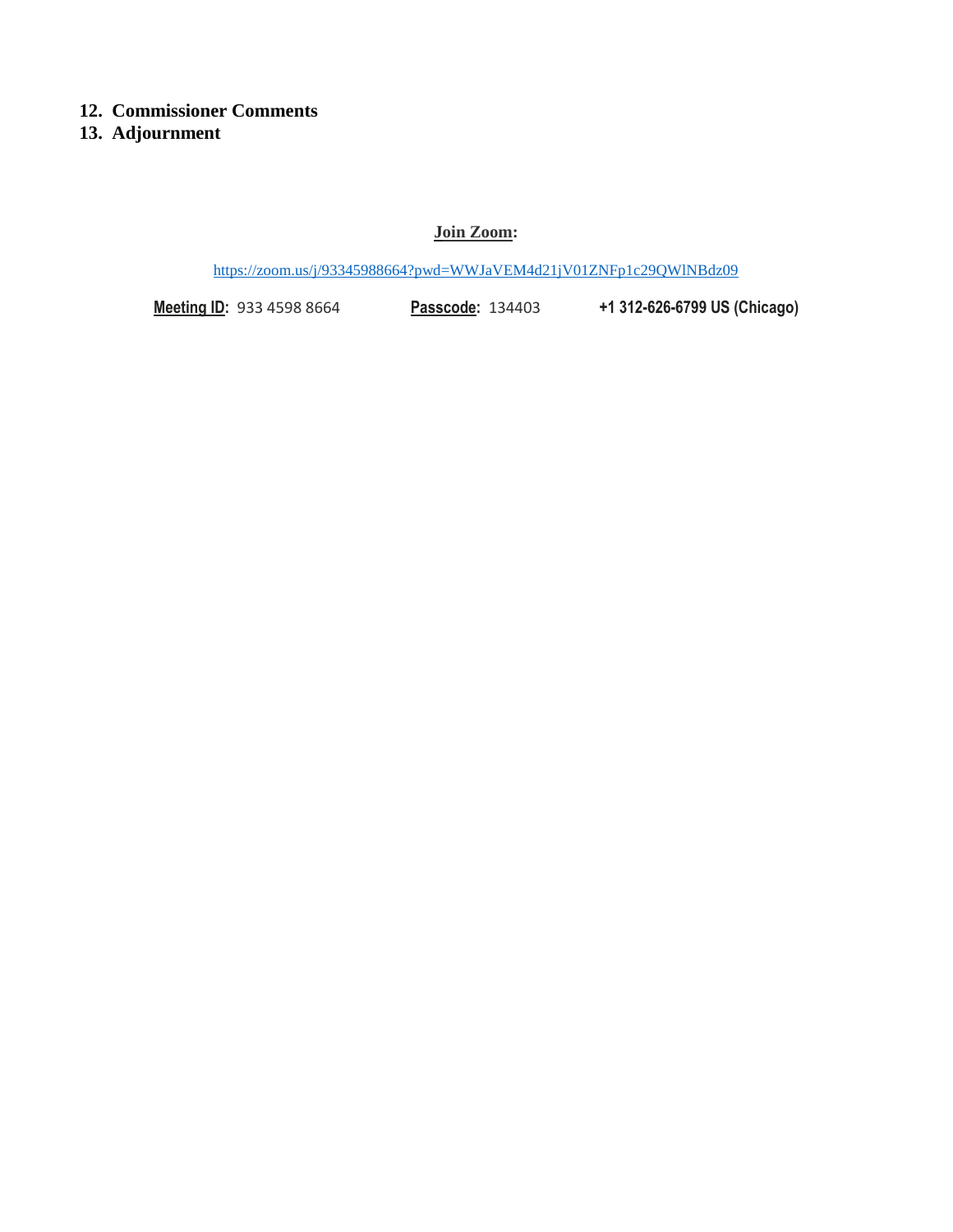12. **Commissioner Comments**
13. **Adjournment**

**Join Zoom:**

https://zoom.us/j/93345988664?pwd=WWJaVEM4d21jV01ZNFp1c29QWlNBdz09

**Meeting ID:** 933 4598 8664 **Passcode:** 134403 **+1 312-626-6799 US (Chicago)**